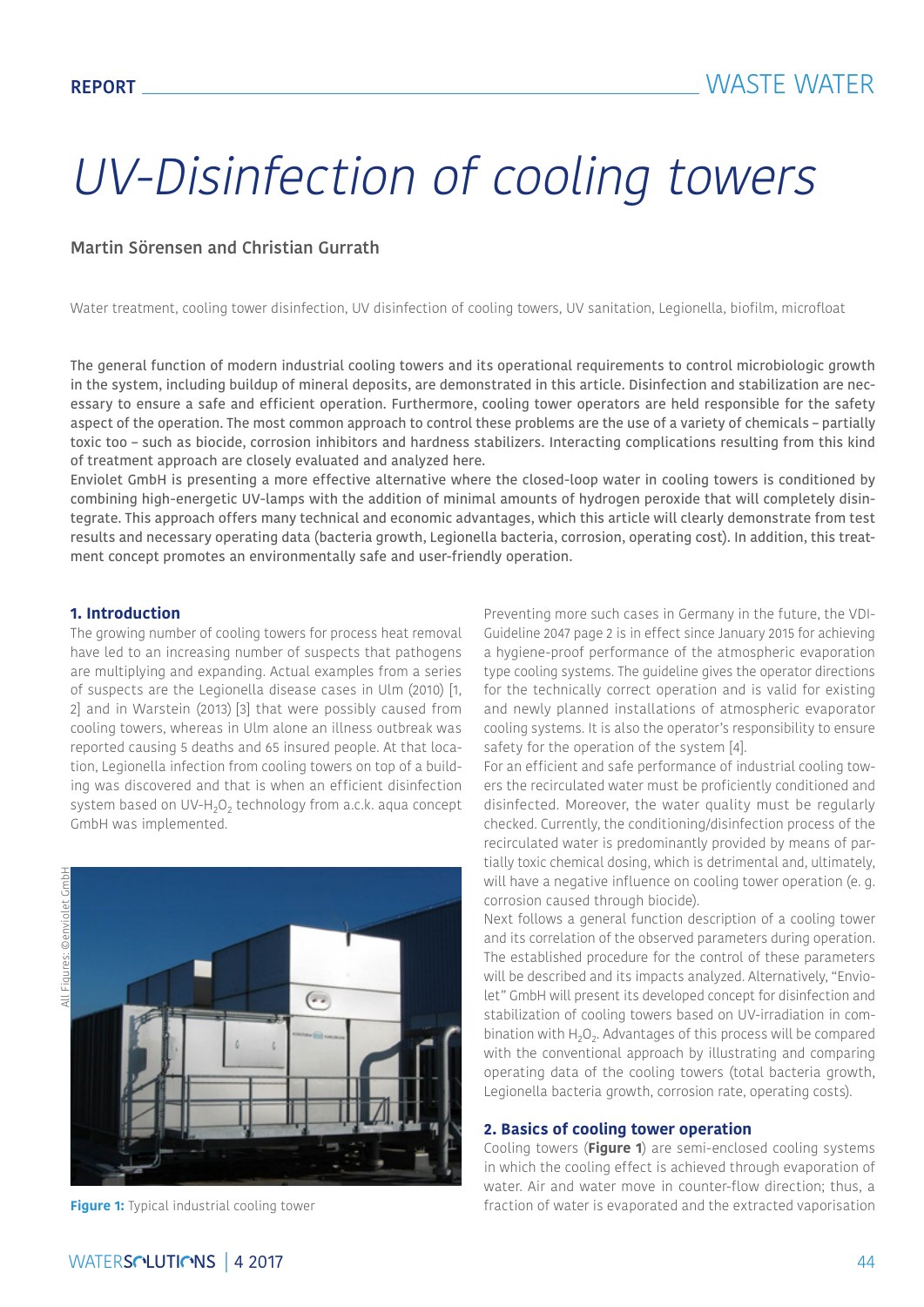# UV-Disinfection of cooling towers

**Martin Sörensen and Christian Gurrath**

Water treatment, cooling tower disinfection, UV disinfection of cooling towers, UV sanitation, Legionella, biofilm, microfloat

The general function of modern industrial cooling towers and its operational requirements to control microbiologic growth in the system, including buildup of mineral deposits, are demonstrated in this article. Disinfection and stabilization are necessary to ensure a safe and efficient operation. Furthermore, cooling tower operators are held responsible for the safety aspect of the operation. The most common approach to control these problems are the use of a variety of chemicals – partially toxic too – such as biocide, corrosion inhibitors and hardness stabilizers. Interacting complications resulting from this kind of treatment approach are closely evaluated and analyzed here.
Enviolet GmbH is presenting a more effective alternative where the closed-loop water in cooling towers is conditioned by combining high-energetic UV-lamps with the addition of minimal amounts of hydrogen peroxide that will completely disintegrate. This approach offers many technical and economic advantages, which this article will clearly demonstrate from test results and necessary operating data (bacteria growth, Legionella bacteria, corrosion, operating cost). In addition, this treatment concept promotes an environmentally safe and user-friendly operation.

## 1. Introduction

The growing number of cooling towers for process heat removal have led to an increasing number of suspects that pathogens are multiplying and expanding. Actual examples from a series of suspects are the Legionella disease cases in Ulm (2010) [1, 2] and in Warstein (2013) [3] that were possibly caused from cooling towers, whereas in Ulm alone an illness outbreak was reported causing 5 deaths and 65 insured people. At that location, Legionella infection from cooling towers on top of a building was discovered and that is when an efficient disinfection system based on UV-$H_2O_2$ technology from a.c.k. aqua concept GmbH was implemented.

All Figures: ©enviolet GmbH

Figure 1: Typical industrial cooling tower

Preventing more such cases in Germany in the future, the VDI-Guideline 2047 page 2 is in effect since January 2015 for achieving a hygiene-proof performance of the atmospheric evaporation type cooling systems. The guideline gives the operator directions for the technically correct operation and is valid for existing and newly planned installations of atmospheric evaporator cooling systems. It is also the operator's responsibility to ensure safety for the operation of the system [4].
For an efficient and safe performance of industrial cooling towers the recirculated water must be proficiently conditioned and disinfected. Moreover, the water quality must be regularly checked. Currently, the conditioning/disinfection process of the recirculated water is predominantly provided by means of partially toxic chemical dosing, which is detrimental and, ultimately, will have a negative influence on cooling tower operation (e. g. corrosion caused through biocide).
Next follows a general function description of a cooling tower and its correlation of the observed parameters during operation. The established procedure for the control of these parameters will be described and its impacts analyzed. Alternatively, "Enviolet" GmbH will present its developed concept for disinfection and stabilization of cooling towers based on UV-irradiation in combination with $H_2O_2$. Advantages of this process will be compared with the conventional approach by illustrating and comparing operating data of the cooling towers (total bacteria growth, Legionella bacteria growth, corrosion rate, operating costs).

## 2. Basics of cooling tower operation

Cooling towers (**Figure 1**) are semi-enclosed cooling systems in which the cooling effect is achieved through evaporation of water. Air and water move in counter-flow direction; thus, a fraction of water is evaporated and the extracted vaporisation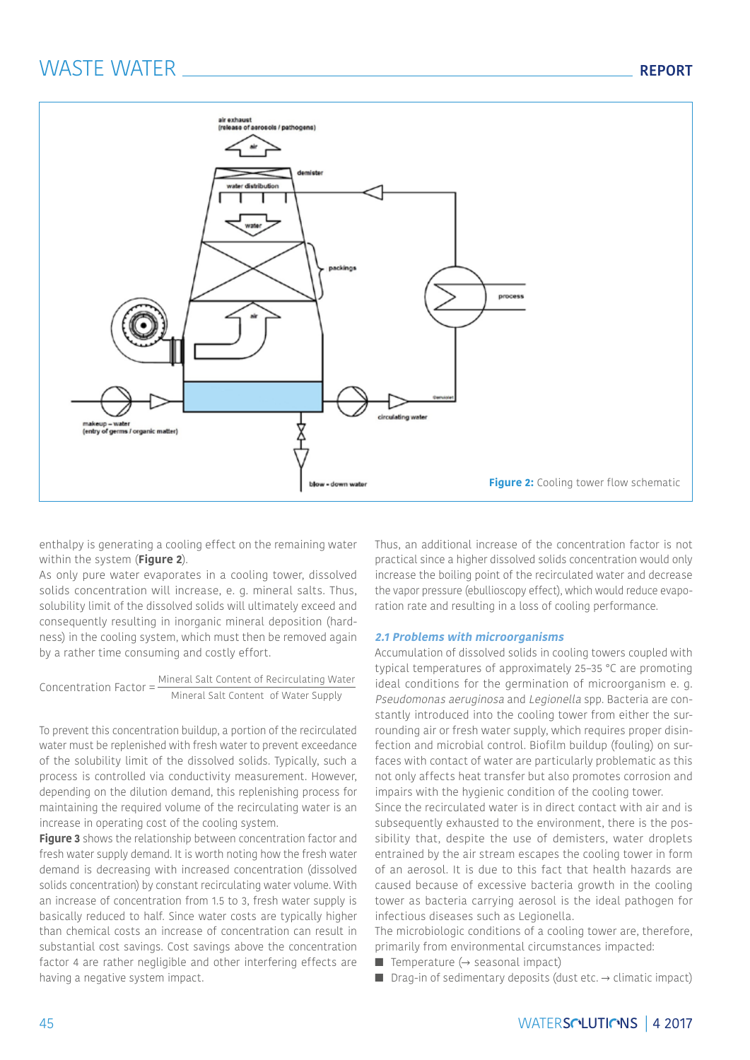Figure 2: Cooling tower flow schematic

enthalpy is generating a cooling effect on the remaining water within the system (**Figure 2**).

As only pure water evaporates in a cooling tower, dissolved solids concentration will increase, e. g. mineral salts. Thus, solubility limit of the dissolved solids will ultimately exceed and consequently resulting in inorganic mineral deposition (hardness) in the cooling system, which must then be removed again by a rather time consuming and costly effort.

$$\text{Concentration Factor} = \frac{\text{Mineral Salt Content of Recirculating Water}}{\text{Mineral Salt Content of Water Supply}}$$

To prevent this concentration buildup, a portion of the recirculated water must be replenished with fresh water to prevent exceedance of the solubility limit of the dissolved solids. Typically, such a process is controlled via conductivity measurement. However, depending on the dilution demand, this replenishing process for maintaining the required volume of the recirculating water is an increase in operating cost of the cooling system.

**Figure 3** shows the relationship between concentration factor and fresh water supply demand. It is worth noting how the fresh water demand is decreasing with increased concentration (dissolved solids concentration) by constant recirculating water volume. With an increase of concentration from 1.5 to 3, fresh water supply is basically reduced to half. Since water costs are typically higher than chemical costs an increase of concentration can result in substantial cost savings. Cost savings above the concentration factor 4 are rather negligible and other interfering effects are having a negative system impact.

Thus, an additional increase of the concentration factor is not practical since a higher dissolved solids concentration would only increase the boiling point of the recirculated water and decrease the vapor pressure (ebullioscopy effect), which would reduce evaporation rate and resulting in a loss of cooling performance.

### *2.1 Problems with microorganisms*

Accumulation of dissolved solids in cooling towers coupled with typical temperatures of approximately 25–35 °C are promoting ideal conditions for the germination of microorganism e. g. *Pseudomonas aeruginosa* and *Legionella* spp. Bacteria are constantly introduced into the cooling tower from either the surrounding air or fresh water supply, which requires proper disinfection and microbial control. Biofilm buildup (fouling) on surfaces with contact of water are particularly problematic as this not only affects heat transfer but also promotes corrosion and impairs with the hygienic condition of the cooling tower.

Since the recirculated water is in direct contact with air and is subsequently exhausted to the environment, there is the possibility that, despite the use of demisters, water droplets entrained by the air stream escapes the cooling tower in form of an aerosol. It is due to this fact that health hazards are caused because of excessive bacteria growth in the cooling tower as bacteria carrying aerosol is the ideal pathogen for infectious diseases such as Legionella.

The microbiologic conditions of a cooling tower are, therefore, primarily from environmental circumstances impacted:

- Temperature (→ seasonal impact)
- Drag-in of sedimentary deposits (dust etc. → climatic impact)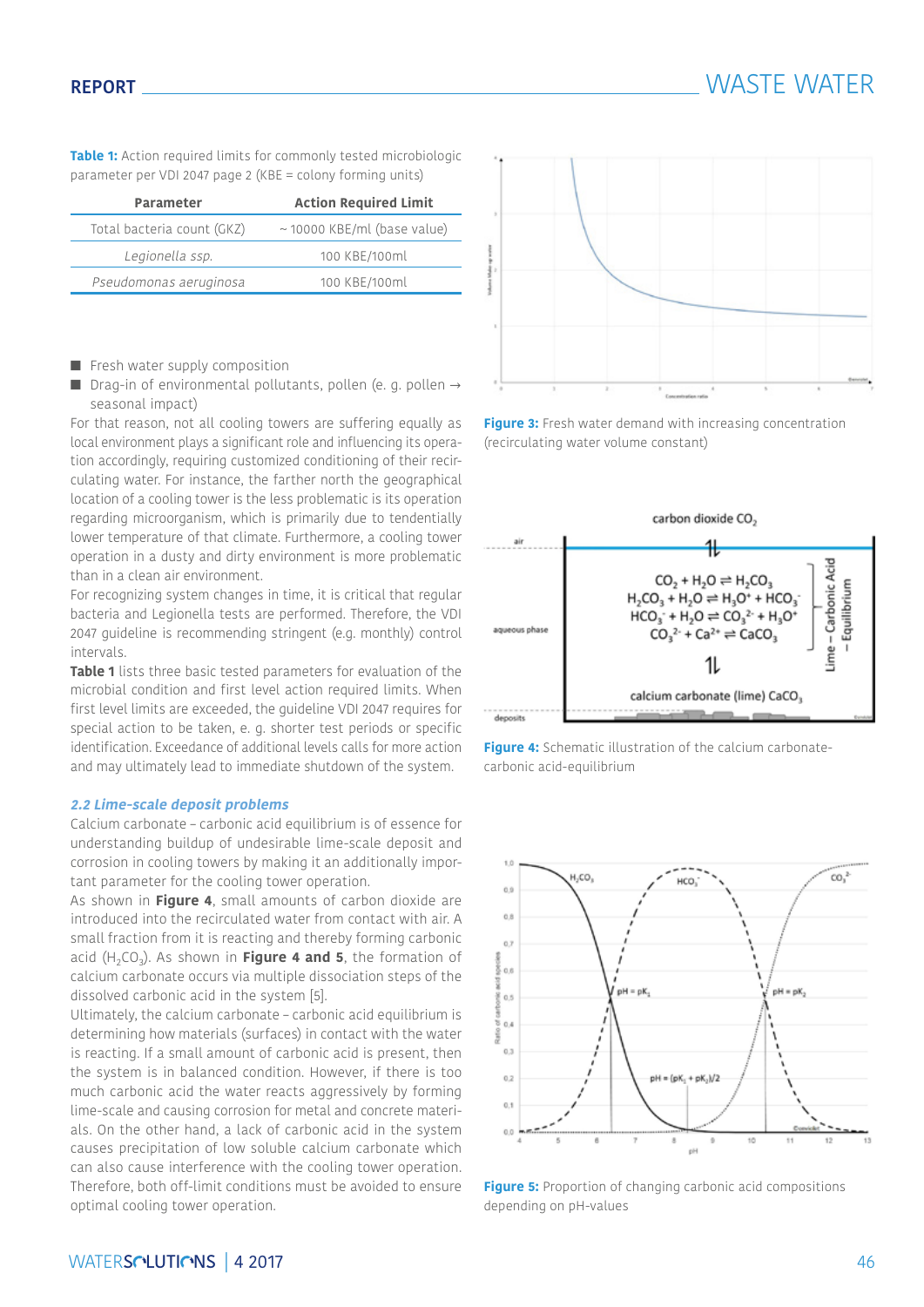**Table 1:** Action required limits for commonly tested microbiologic parameter per VDI 2047 page 2 (KBE = colony forming units)

| Parameter | Action Required Limit |
|---|---|
| Total bacteria count (GKZ) | ~ 10000 KBE/ml (base value) |
| *Legionella ssp.* | 100 KBE/100ml |
| *Pseudomonas aeruginosa* | 100 KBE/100ml |

- Fresh water supply composition
- Drag-in of environmental pollutants, pollen (e. g. pollen → seasonal impact)

For that reason, not all cooling towers are suffering equally as local environment plays a significant role and influencing its operation accordingly, requiring customized conditioning of their recirculating water. For instance, the farther north the geographical location of a cooling tower is the less problematic is its operation regarding microorganism, which is primarily due to tendentially lower temperature of that climate. Furthermore, a cooling tower operation in a dusty and dirty environment is more problematic than in a clean air environment.

For recognizing system changes in time, it is critical that regular bacteria and Legionella tests are performed. Therefore, the VDI 2047 guideline is recommending stringent (e.g. monthly) control intervals.

**Table 1** lists three basic tested parameters for evaluation of the microbial condition and first level action required limits. When first level limits are exceeded, the guideline VDI 2047 requires for special action to be taken, e. g. shorter test periods or specific identification. Exceedance of additional levels calls for more action and may ultimately lead to immediate shutdown of the system.

### *2.2 Lime-scale deposit problems*

Calcium carbonate – carbonic acid equilibrium is of essence for understanding buildup of undesirable lime-scale deposit and corrosion in cooling towers by making it an additionally important parameter for the cooling tower operation.

As shown in **Figure 4**, small amounts of carbon dioxide are introduced into the recirculated water from contact with air. A small fraction from it is reacting and thereby forming carbonic acid ($H_2CO_3$). As shown in **Figure 4 and 5**, the formation of calcium carbonate occurs via multiple dissociation steps of the dissolved carbonic acid in the system [5].

Ultimately, the calcium carbonate – carbonic acid equilibrium is determining how materials (surfaces) in contact with the water is reacting. If a small amount of carbonic acid is present, then the system is in balanced condition. However, if there is too much carbonic acid the water reacts aggressively by forming lime-scale and causing corrosion for metal and concrete materials. On the other hand, a lack of carbonic acid in the system causes precipitation of low soluble calcium carbonate which can also cause interference with the cooling tower operation. Therefore, both off-limit conditions must be avoided to ensure optimal cooling tower operation.

**Figure 3:** Fresh water demand with increasing concentration (recirculating water volume constant)

**Figure 4:** Schematic illustration of the calcium carbonate-carbonic acid-equilibrium

**Figure 5:** Proportion of changing carbonic acid compositions depending on pH-values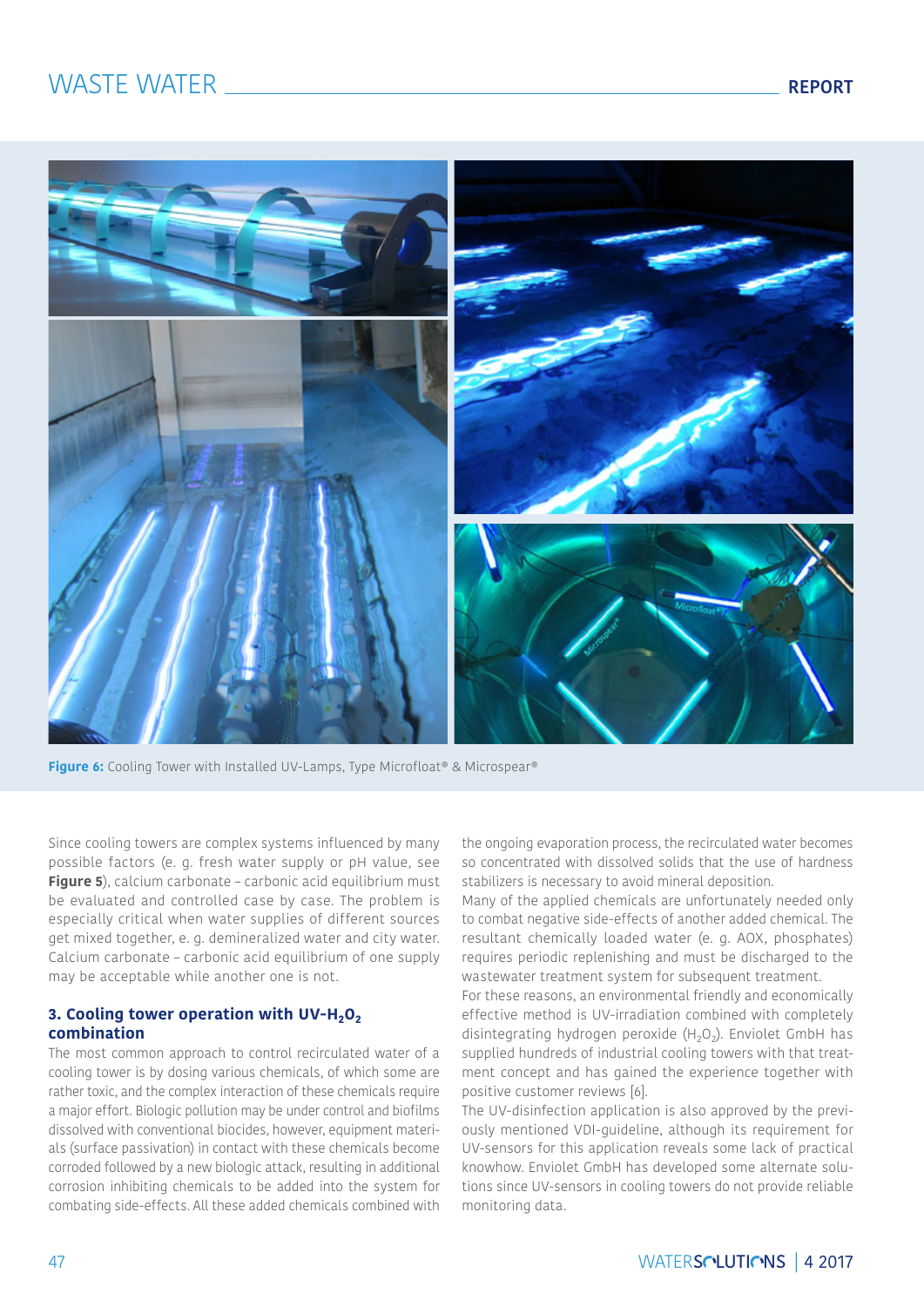**Figure 6:** Cooling Tower with Installed UV-Lamps, Type Microfloat® & Microspear®

Since cooling towers are complex systems influenced by many possible factors (e. g. fresh water supply or pH value, see **Figure 5**), calcium carbonate – carbonic acid equilibrium must be evaluated and controlled case by case. The problem is especially critical when water supplies of different sources get mixed together, e. g. demineralized water and city water. Calcium carbonate – carbonic acid equilibrium of one supply may be acceptable while another one is not.

### 3. Cooling tower operation with UV-$H_2O_2$ combination

The most common approach to control recirculated water of a cooling tower is by dosing various chemicals, of which some are rather toxic, and the complex interaction of these chemicals require a major effort. Biologic pollution may be under control and biofilms dissolved with conventional biocides, however, equipment materials (surface passivation) in contact with these chemicals become corroded followed by a new biologic attack, resulting in additional corrosion inhibiting chemicals to be added into the system for combating side-effects. All these added chemicals combined with the ongoing evaporation process, the recirculated water becomes so concentrated with dissolved solids that the use of hardness stabilizers is necessary to avoid mineral deposition.

Many of the applied chemicals are unfortunately needed only to combat negative side-effects of another added chemical. The resultant chemically loaded water (e. g. AOX, phosphates) requires periodic replenishing and must be discharged to the wastewater treatment system for subsequent treatment.

For these reasons, an environmental friendly and economically effective method is UV-irradiation combined with completely disintegrating hydrogen peroxide ($H_2O_2$). Enviolet GmbH has supplied hundreds of industrial cooling towers with that treatment concept and has gained the experience together with positive customer reviews [6].

The UV-disinfection application is also approved by the previously mentioned VDI-guideline, although its requirement for UV-sensors for this application reveals some lack of practical knowhow. Enviolet GmbH has developed some alternate solutions since UV-sensors in cooling towers do not provide reliable monitoring data.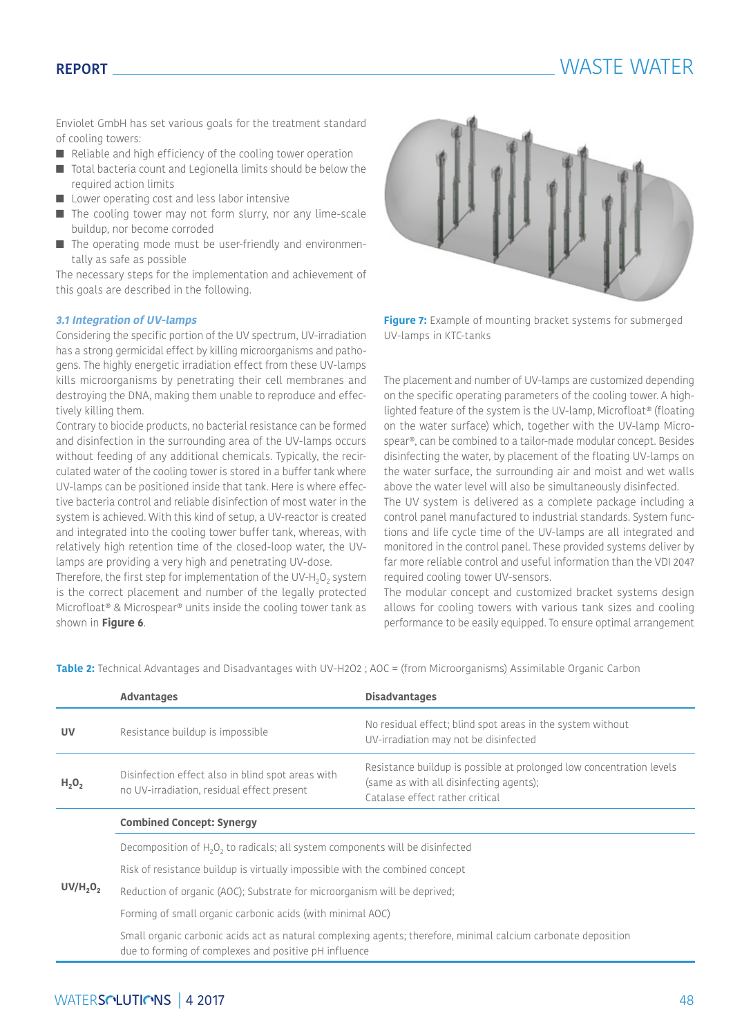Enviolet GmbH has set various goals for the treatment standard of cooling towers:

- Reliable and high efficiency of the cooling tower operation
- Total bacteria count and Legionella limits should be below the required action limits
- Lower operating cost and less labor intensive
- The cooling tower may not form slurry, nor any lime-scale buildup, nor become corroded
- The operating mode must be user-friendly and environmentally as safe as possible

The necessary steps for the implementation and achievement of this goals are described in the following.

### *3.1 Integration of UV-lamps*

Considering the specific portion of the UV spectrum, UV-irradiation has a strong germicidal effect by killing microorganisms and pathogens. The highly energetic irradiation effect from these UV-lamps kills microorganisms by penetrating their cell membranes and destroying the DNA, making them unable to reproduce and effectively killing them.

Contrary to biocide products, no bacterial resistance can be formed and disinfection in the surrounding area of the UV-lamps occurs without feeding of any additional chemicals. Typically, the recirculated water of the cooling tower is stored in a buffer tank where UV-lamps can be positioned inside that tank. Here is where effective bacteria control and reliable disinfection of most water in the system is achieved. With this kind of setup, a UV-reactor is created and integrated into the cooling tower buffer tank, whereas, with relatively high retention time of the closed-loop water, the UV-lamps are providing a very high and penetrating UV-dose.

Therefore, the first step for implementation of the UV-$H_2O_2$ system is the correct placement and number of the legally protected Microfloat® & Microspear® units inside the cooling tower tank as shown in **Figure 6**.

**Figure 7:** Example of mounting bracket systems for submerged UV-lamps in KTC-tanks

The placement and number of UV-lamps are customized depending on the specific operating parameters of the cooling tower. A highlighted feature of the system is the UV-lamp, Microfloat® (floating on the water surface) which, together with the UV-lamp Microspear®, can be combined to a tailor-made modular concept. Besides disinfecting the water, by placement of the floating UV-lamps on the water surface, the surrounding air and moist and wet walls above the water level will also be simultaneously disinfected.

The UV system is delivered as a complete package including a control panel manufactured to industrial standards. System functions and life cycle time of the UV-lamps are all integrated and monitored in the control panel. These provided systems deliver by far more reliable control and useful information than the VDI 2047 required cooling tower UV-sensors.

The modular concept and customized bracket systems design allows for cooling towers with various tank sizes and cooling performance to be easily equipped. To ensure optimal arrangement

**Table 2:** Technical Advantages and Disadvantages with UV-H2O2 ; AOC = (from Microorganisms) Assimilable Organic Carbon

| | Advantages | Disadvantages |
|---|---|---|
| **UV** | Resistance buildup is impossible | No residual effect; blind spot areas in the system without UV-irradiation may not be disinfected |
| **$H_2O_2$** | Disinfection effect also in blind spot areas with no UV-irradiation, residual effect present | Resistance buildup is possible at prolonged low concentration levels (same as with all disinfecting agents); Catalase effect rather critical |
| **$UV/H_2O_2$** | **Combined Concept: Synergy** | |
| | Decomposition of $H_2O_2$ to radicals; all system components will be disinfected | |
| | Risk of resistance buildup is virtually impossible with the combined concept | |
| | Reduction of organic (AOC); Substrate for microorganism will be deprived; | |
| | Forming of small organic carbonic acids (with minimal AOC) | |
| | Small organic carbonic acids act as natural complexing agents; therefore, minimal calcium carbonate deposition due to forming of complexes and positive pH influence | |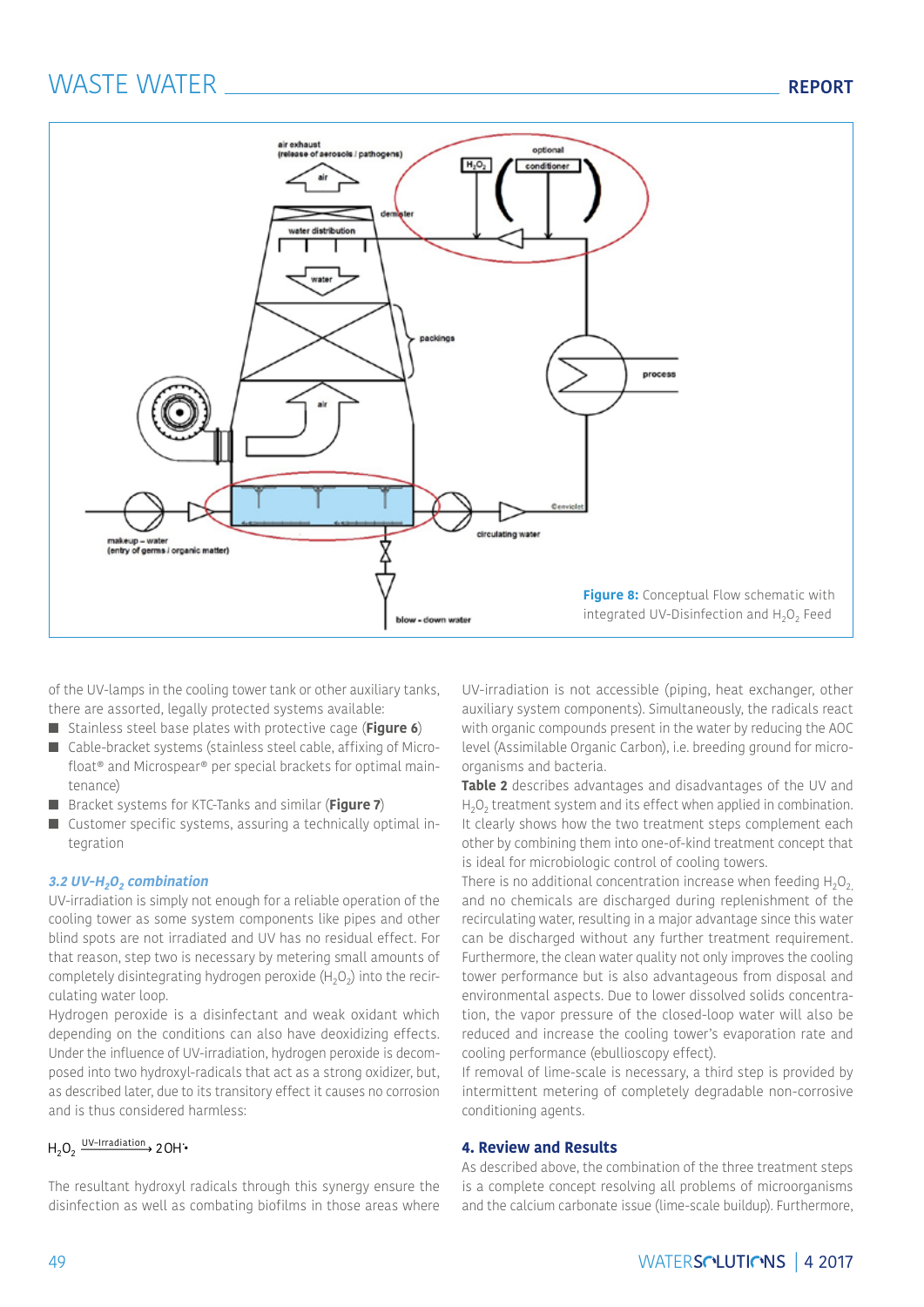Figure 8: Conceptual Flow schematic with integrated UV-Disinfection and $H_2O_2$ Feed

of the UV-lamps in the cooling tower tank or other auxiliary tanks, there are assorted, legally protected systems available:

- Stainless steel base plates with protective cage (**Figure 6**)
- Cable-bracket systems (stainless steel cable, affixing of Microfloat® and Microspear® per special brackets for optimal maintenance)
- Bracket systems for KTC-Tanks and similar (**Figure 7**)
- Customer specific systems, assuring a technically optimal integration

### *3.2 UV-$H_2O_2$ combination*

UV-irradiation is simply not enough for a reliable operation of the cooling tower as some system components like pipes and other blind spots are not irradiated and UV has no residual effect. For that reason, step two is necessary by metering small amounts of completely disintegrating hydrogen peroxide ($H_2O_2$) into the recirculating water loop.

Hydrogen peroxide is a disinfectant and weak oxidant which depending on the conditions can also have deoxidizing effects. Under the influence of UV-irradiation, hydrogen peroxide is decomposed into two hydroxyl-radicals that act as a strong oxidizer, but, as described later, due to its transitory effect it causes no corrosion and is thus considered harmless:

$$H_2O_2 \xrightarrow{\text{UV-Irradiation}} 2OH^{\bullet}$$

The resultant hydroxyl radicals through this synergy ensure the disinfection as well as combating biofilms in those areas where UV-irradiation is not accessible (piping, heat exchanger, other auxiliary system components). Simultaneously, the radicals react with organic compounds present in the water by reducing the AOC level (Assimilable Organic Carbon), i.e. breeding ground for microorganisms and bacteria.

**Table 2** describes advantages and disadvantages of the UV and $H_2O_2$ treatment system and its effect when applied in combination. It clearly shows how the two treatment steps complement each other by combining them into one-of-kind treatment concept that is ideal for microbiologic control of cooling towers.

There is no additional concentration increase when feeding $H_2O_2$, and no chemicals are discharged during replenishment of the recirculating water, resulting in a major advantage since this water can be discharged without any further treatment requirement. Furthermore, the clean water quality not only improves the cooling tower performance but is also advantageous from disposal and environmental aspects. Due to lower dissolved solids concentration, the vapor pressure of the closed-loop water will also be reduced and increase the cooling tower's evaporation rate and cooling performance (ebullioscopy effect).

If removal of lime-scale is necessary, a third step is provided by intermittent metering of completely degradable non-corrosive conditioning agents.

### 4. Review and Results

As described above, the combination of the three treatment steps is a complete concept resolving all problems of microorganisms and the calcium carbonate issue (lime-scale buildup). Furthermore,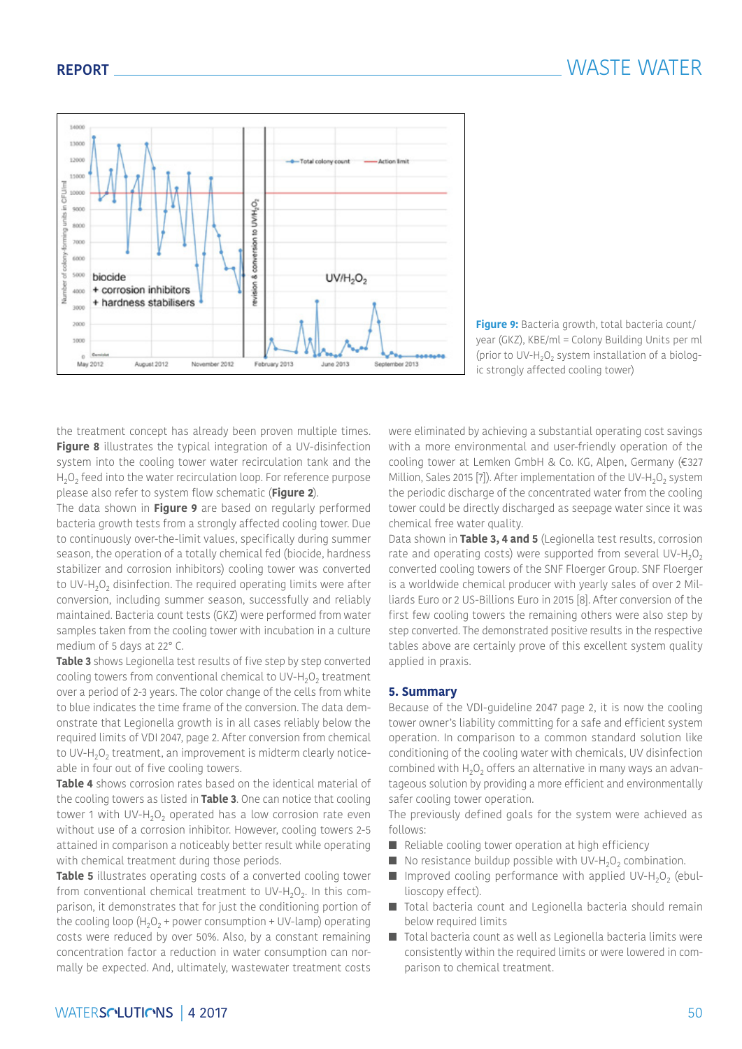Figure 9: Bacteria growth, total bacteria count/year (GKZ), KBE/ml = Colony Building Units per ml (prior to UV-$H_2O_2$ system installation of a biologic strongly affected cooling tower)

the treatment concept has already been proven multiple times. **Figure 8** illustrates the typical integration of a UV-disinfection system into the cooling tower water recirculation tank and the $H_2O_2$ feed into the water recirculation loop. For reference purpose please also refer to system flow schematic (**Figure 2**).

The data shown in **Figure 9** are based on regularly performed bacteria growth tests from a strongly affected cooling tower. Due to continuously over-the-limit values, specifically during summer season, the operation of a totally chemical fed (biocide, hardness stabilizer and corrosion inhibitors) cooling tower was converted to UV-$H_2O_2$ disinfection. The required operating limits were after conversion, including summer season, successfully and reliably maintained. Bacteria count tests (GKZ) were performed from water samples taken from the cooling tower with incubation in a culture medium of 5 days at 22° C.

**Table 3** shows Legionella test results of five step by step converted cooling towers from conventional chemical to UV-$H_2O_2$ treatment over a period of 2-3 years. The color change of the cells from white to blue indicates the time frame of the conversion. The data demonstrate that Legionella growth is in all cases reliably below the required limits of VDI 2047, page 2. After conversion from chemical to UV-$H_2O_2$ treatment, an improvement is midterm clearly noticeable in four out of five cooling towers.

**Table 4** shows corrosion rates based on the identical material of the cooling towers as listed in **Table 3**. One can notice that cooling tower 1 with UV-$H_2O_2$ operated has a low corrosion rate even without use of a corrosion inhibitor. However, cooling towers 2-5 attained in comparison a noticeably better result while operating with chemical treatment during those periods.

**Table 5** illustrates operating costs of a converted cooling tower from conventional chemical treatment to UV-$H_2O_2$. In this comparison, it demonstrates that for just the conditioning portion of the cooling loop ($H_2O_2$ + power consumption + UV-lamp) operating costs were reduced by over 50%. Also, by a constant remaining concentration factor a reduction in water consumption can normally be expected. And, ultimately, wastewater treatment costs were eliminated by achieving a substantial operating cost savings with a more environmental and user-friendly operation of the cooling tower at Lemken GmbH & Co. KG, Alpen, Germany (€327 Million, Sales 2015 [7]). After implementation of the UV-$H_2O_2$ system the periodic discharge of the concentrated water from the cooling tower could be directly discharged as seepage water since it was chemical free water quality.

Data shown in **Table 3, 4 and 5** (Legionella test results, corrosion rate and operating costs) were supported from several UV-$H_2O_2$ converted cooling towers of the SNF Floerger Group. SNF Floerger is a worldwide chemical producer with yearly sales of over 2 Milliards Euro or 2 US-Billions Euro in 2015 [8]. After conversion of the first few cooling towers the remaining others were also step by step converted. The demonstrated positive results in the respective tables above are certainly prove of this excellent system quality applied in praxis.

## 5. Summary

Because of the VDI-guideline 2047 page 2, it is now the cooling tower owner's liability committing for a safe and efficient system operation. In comparison to a common standard solution like conditioning of the cooling water with chemicals, UV disinfection combined with $H_2O_2$ offers an alternative in many ways an advantageous solution by providing a more efficient and environmentally safer cooling tower operation.

The previously defined goals for the system were achieved as follows:

- Reliable cooling tower operation at high efficiency
- No resistance buildup possible with UV-$H_2O_2$ combination.
- Improved cooling performance with applied UV-$H_2O_2$ (ebullioscopy effect).
- Total bacteria count and Legionella bacteria should remain below required limits
- Total bacteria count as well as Legionella bacteria limits were consistently within the required limits or were lowered in comparison to chemical treatment.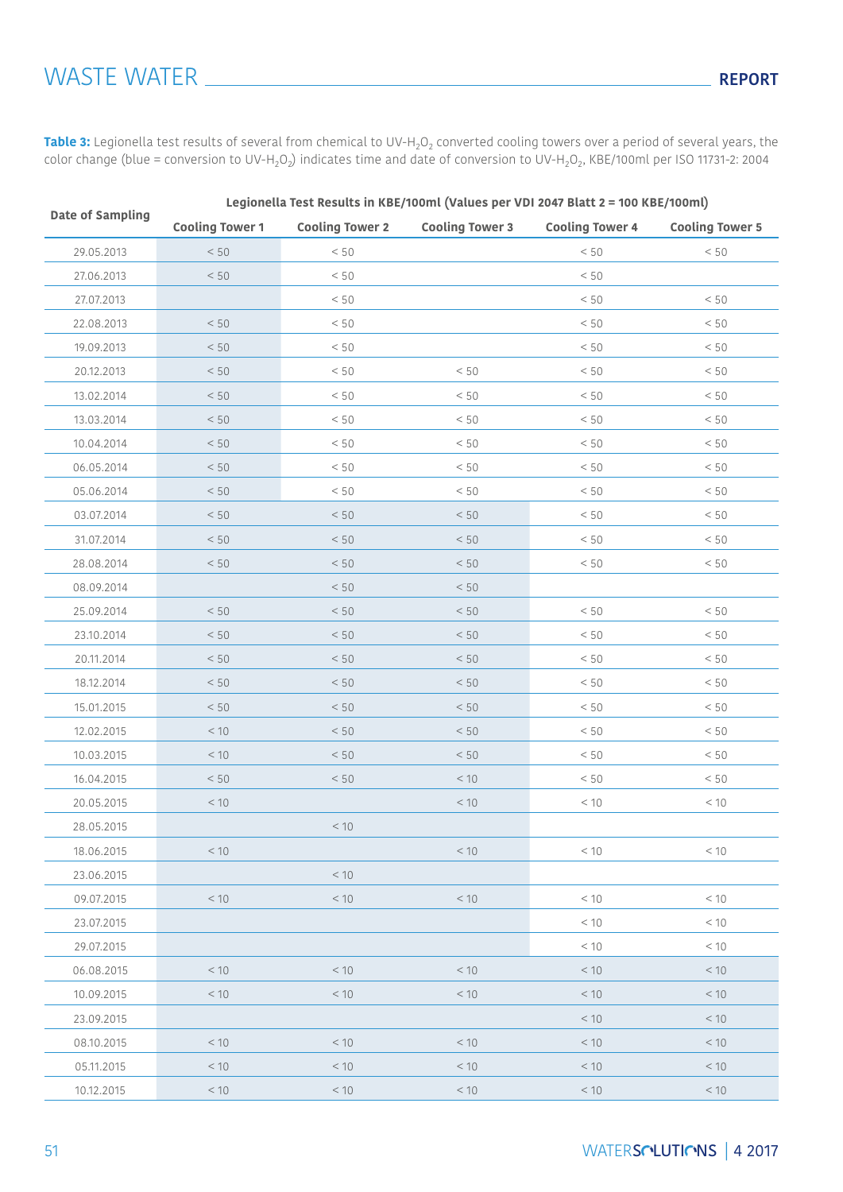**Table 3:** Legionella test results of several from chemical to UV-$H_2O_2$ converted cooling towers over a period of several years, the color change (blue = conversion to UV-$H_2O_2$) indicates time and date of conversion to UV-$H_2O_2$, KBE/100ml per ISO 11731-2: 2004

| Date of Sampling | Legionella Test Results in KBE/100ml (Values per VDI 2047 Blatt 2 = 100 KBE/100ml) | | | | |
|---|---|---|---|---|---|
| | Cooling Tower 1 | Cooling Tower 2 | Cooling Tower 3 | Cooling Tower 4 | Cooling Tower 5 |
| 29.05.2013 | < 50 | < 50 | | < 50 | < 50 |
| 27.06.2013 | < 50 | < 50 | | < 50 | |
| 27.07.2013 | | < 50 | | < 50 | < 50 |
| 22.08.2013 | < 50 | < 50 | | < 50 | < 50 |
| 19.09.2013 | < 50 | < 50 | | < 50 | < 50 |
| 20.12.2013 | < 50 | < 50 | < 50 | < 50 | < 50 |
| 13.02.2014 | < 50 | < 50 | < 50 | < 50 | < 50 |
| 13.03.2014 | < 50 | < 50 | < 50 | < 50 | < 50 |
| 10.04.2014 | < 50 | < 50 | < 50 | < 50 | < 50 |
| 06.05.2014 | < 50 | < 50 | < 50 | < 50 | < 50 |
| 05.06.2014 | < 50 | < 50 | < 50 | < 50 | < 50 |
| 03.07.2014 | < 50 | < 50 | < 50 | < 50 | < 50 |
| 31.07.2014 | < 50 | < 50 | < 50 | < 50 | < 50 |
| 28.08.2014 | < 50 | < 50 | < 50 | < 50 | < 50 |
| 08.09.2014 | | < 50 | < 50 | | |
| 25.09.2014 | < 50 | < 50 | < 50 | < 50 | < 50 |
| 23.10.2014 | < 50 | < 50 | < 50 | < 50 | < 50 |
| 20.11.2014 | < 50 | < 50 | < 50 | < 50 | < 50 |
| 18.12.2014 | < 50 | < 50 | < 50 | < 50 | < 50 |
| 15.01.2015 | < 50 | < 50 | < 50 | < 50 | < 50 |
| 12.02.2015 | < 10 | < 50 | < 50 | < 50 | < 50 |
| 10.03.2015 | < 10 | < 50 | < 50 | < 50 | < 50 |
| 16.04.2015 | < 50 | < 50 | < 10 | < 50 | < 50 |
| 20.05.2015 | < 10 | | < 10 | < 10 | < 10 |
| 28.05.2015 | | < 10 | | | |
| 18.06.2015 | < 10 | | < 10 | < 10 | < 10 |
| 23.06.2015 | | < 10 | | | |
| 09.07.2015 | < 10 | < 10 | < 10 | < 10 | < 10 |
| 23.07.2015 | | | | < 10 | < 10 |
| 29.07.2015 | | | | < 10 | < 10 |
| 06.08.2015 | < 10 | < 10 | < 10 | < 10 | < 10 |
| 10.09.2015 | < 10 | < 10 | < 10 | < 10 | < 10 |
| 23.09.2015 | | | | < 10 | < 10 |
| 08.10.2015 | < 10 | < 10 | < 10 | < 10 | < 10 |
| 05.11.2015 | < 10 | < 10 | < 10 | < 10 | < 10 |
| 10.12.2015 | < 10 | < 10 | < 10 | < 10 | < 10 |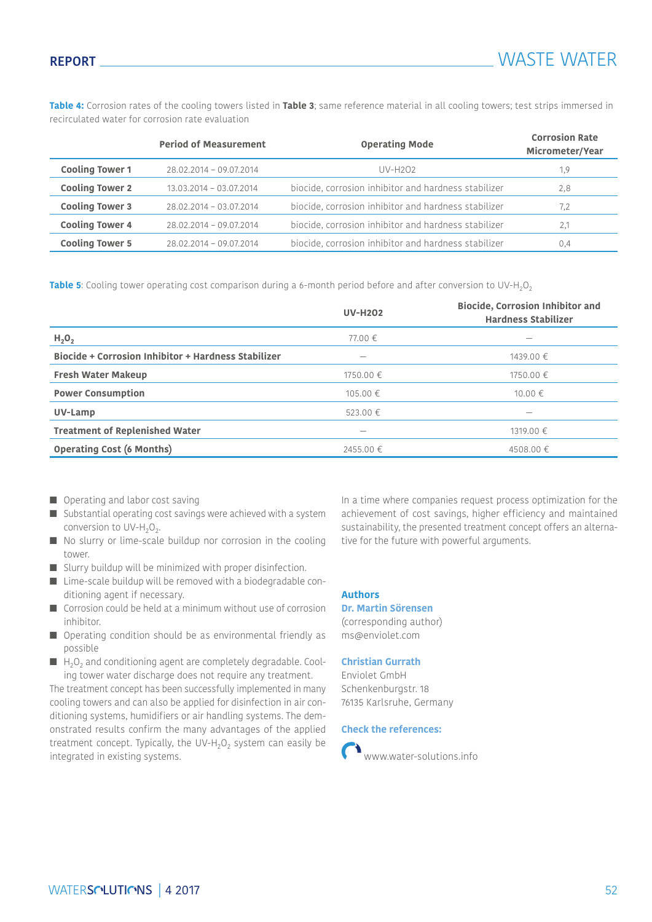**Table 4:** Corrosion rates of the cooling towers listed in **Table 3**; same reference material in all cooling towers; test strips immersed in recirculated water for corrosion rate evaluation

| | Period of Measurement | Operating Mode | Corrosion Rate Micrometer/Year |
|---|---|---|---|
| **Cooling Tower 1** | 28.02.2014 – 09.07.2014 | UV-H2O2 | 1,9 |
| **Cooling Tower 2** | 13.03.2014 – 03.07.2014 | biocide, corrosion inhibitor and hardness stabilizer | 2,8 |
| **Cooling Tower 3** | 28.02.2014 – 03.07.2014 | biocide, corrosion inhibitor and hardness stabilizer | 7,2 |
| **Cooling Tower 4** | 28.02.2014 – 09.07.2014 | biocide, corrosion inhibitor and hardness stabilizer | 2,1 |
| **Cooling Tower 5** | 28.02.2014 – 09.07.2014 | biocide, corrosion inhibitor and hardness stabilizer | 0,4 |

**Table 5**: Cooling tower operating cost comparison during a 6-month period before and after conversion to UV-$H_2O_2$

| | UV-H2O2 | Biocide, Corrosion Inhibitor and Hardness Stabilizer |
|---|---|---|
| **$H_2O_2$** | 77.00 € | – |
| **Biocide + Corrosion Inhibitor + Hardness Stabilizer** | – | 1439.00 € |
| **Fresh Water Makeup** | 1750.00 € | 1750.00 € |
| **Power Consumption** | 105.00 € | 10.00 € |
| **UV-Lamp** | 523.00 € | – |
| **Treatment of Replenished Water** | – | 1319.00 € |
| **Operating Cost (6 Months)** | 2455.00 € | 4508.00 € |

- Operating and labor cost saving
- Substantial operating cost savings were achieved with a system conversion to UV-$H_2O_2$.
- No slurry or lime-scale buildup nor corrosion in the cooling tower.
- Slurry buildup will be minimized with proper disinfection.
- Lime-scale buildup will be removed with a biodegradable conditioning agent if necessary.
- Corrosion could be held at a minimum without use of corrosion inhibitor.
- Operating condition should be as environmental friendly as possible
- $H_2O_2$ and conditioning agent are completely degradable. Cooling tower water discharge does not require any treatment.

The treatment concept has been successfully implemented in many cooling towers and can also be applied for disinfection in air conditioning systems, humidifiers or air handling systems. The demonstrated results confirm the many advantages of the applied treatment concept. Typically, the UV-$H_2O_2$ system can easily be integrated in existing systems.

In a time where companies request process optimization for the achievement of cost savings, higher efficiency and maintained sustainability, the presented treatment concept offers an alternative for the future with powerful arguments.

**Authors**

**Dr. Martin Sörensen**
(corresponding author)
ms@enviolet.com

**Christian Gurrath**
Enviolet GmbH
Schenkenburgstr. 18
76135 Karlsruhe, Germany

**Check the references:**

www.water-solutions.info